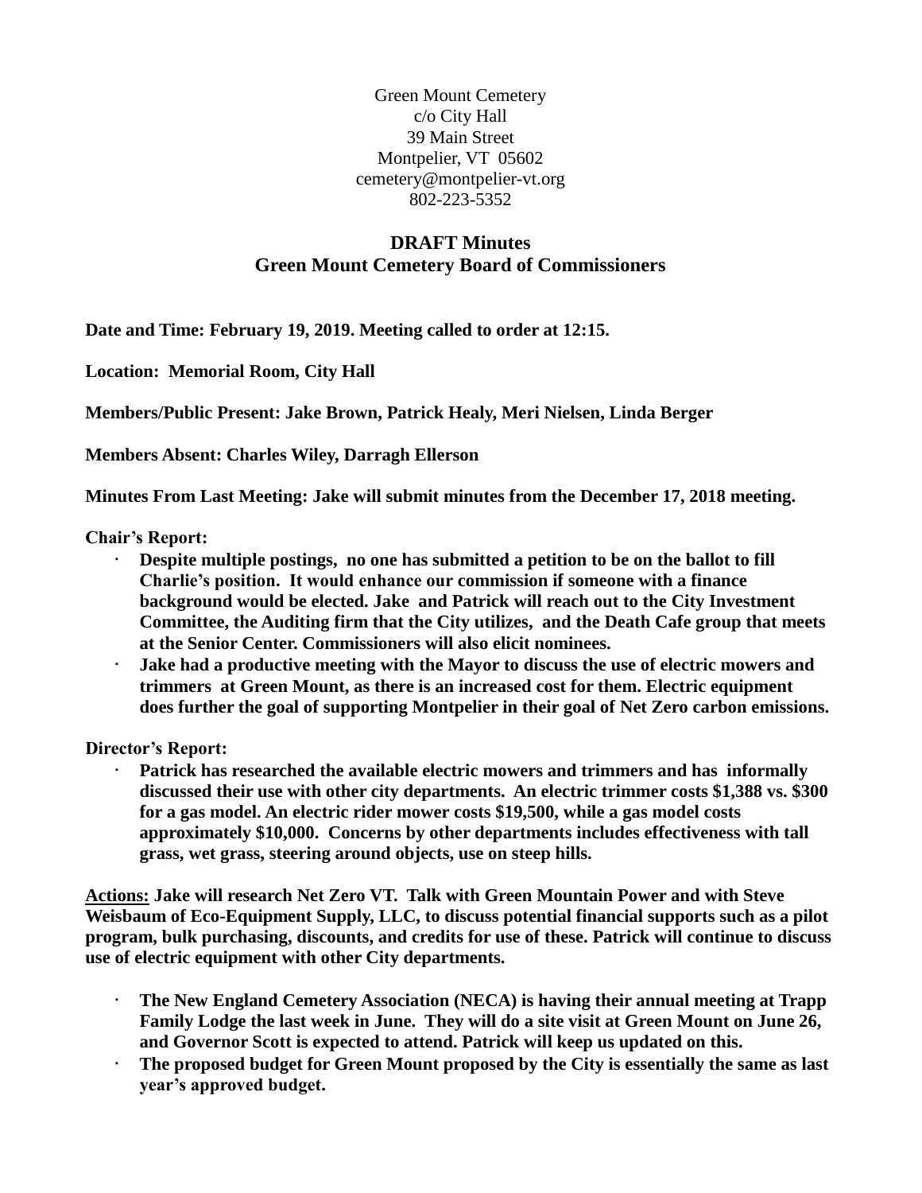Green Mount Cemetery
c/o City Hall
39 Main Street
Montpelier, VT 05602
cemetery@montpelier-vt.org
802-223-5352

## DRAFT Minutes
## Green Mount Cemetery Board of Commissioners

**Date and Time: February 19, 2019. Meeting called to order at 12:15.**

**Location: Memorial Room, City Hall**

**Members/Public Present: Jake Brown, Patrick Healy, Meri Nielsen, Linda Berger**

**Members Absent: Charles Wiley, Darragh Ellerson**

**Minutes From Last Meeting: Jake will submit minutes from the December 17, 2018 meeting.**

**Chair's Report:**

- **Despite multiple postings, no one has submitted a petition to be on the ballot to fill Charlie's position. It would enhance our commission if someone with a finance background would be elected. Jake and Patrick will reach out to the City Investment Committee, the Auditing firm that the City utilizes, and the Death Cafe group that meets at the Senior Center. Commissioners will also elicit nominees.**
- **Jake had a productive meeting with the Mayor to discuss the use of electric mowers and trimmers at Green Mount, as there is an increased cost for them. Electric equipment does further the goal of supporting Montpelier in their goal of Net Zero carbon emissions.**

**Director's Report:**

- **Patrick has researched the available electric mowers and trimmers and has informally discussed their use with other city departments. An electric trimmer costs $1,388 vs. $300 for a gas model. An electric rider mower costs $19,500, while a gas model costs approximately $10,000. Concerns by other departments includes effectiveness with tall grass, wet grass, steering around objects, use on steep hills.**

**<u>Actions:</u> Jake will research Net Zero VT. Talk with Green Mountain Power and with Steve Weisbaum of Eco-Equipment Supply, LLC, to discuss potential financial supports such as a pilot program, bulk purchasing, discounts, and credits for use of these. Patrick will continue to discuss use of electric equipment with other City departments.**

- **The New England Cemetery Association (NECA) is having their annual meeting at Trapp Family Lodge the last week in June. They will do a site visit at Green Mount on June 26, and Governor Scott is expected to attend. Patrick will keep us updated on this.**
- **The proposed budget for Green Mount proposed by the City is essentially the same as last year's approved budget.**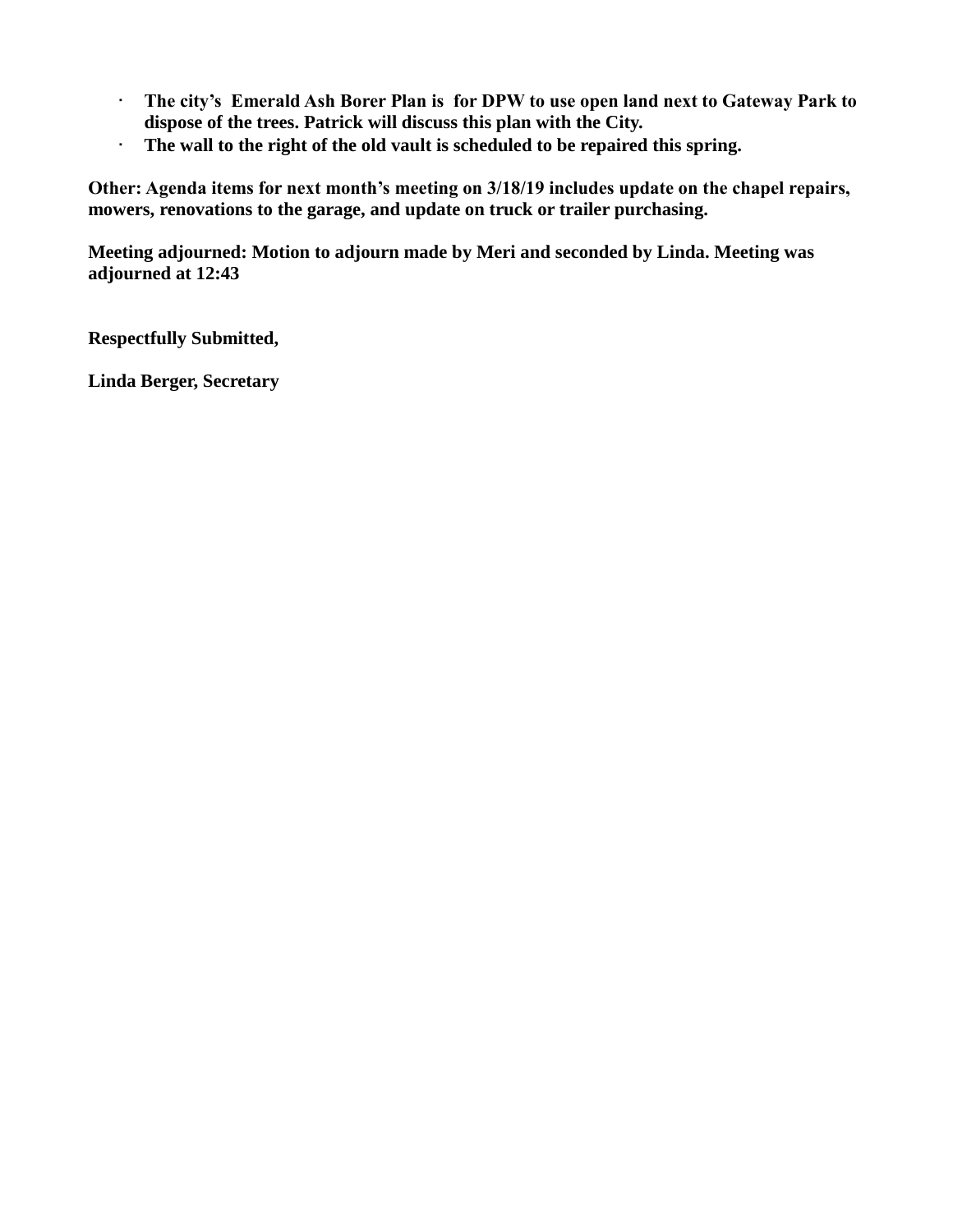- **The city's Emerald Ash Borer Plan is for DPW to use open land next to Gateway Park to dispose of the trees. Patrick will discuss this plan with the City.**
- **The wall to the right of the old vault is scheduled to be repaired this spring.**

**Other: Agenda items for next month's meeting on 3/18/19 includes update on the chapel repairs, mowers, renovations to the garage, and update on truck or trailer purchasing.**

**Meeting adjourned: Motion to adjourn made by Meri and seconded by Linda. Meeting was adjourned at 12:43**

**Respectfully Submitted,**

**Linda Berger, Secretary**